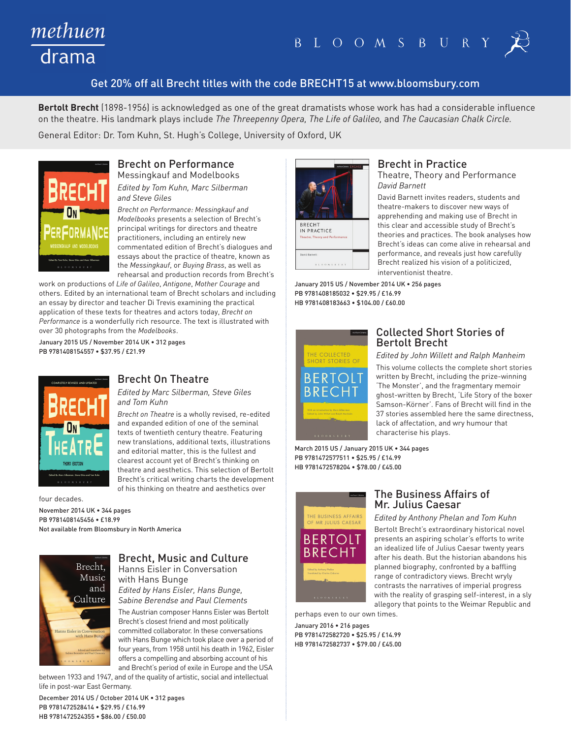methuen drama

BLOOMSBURY

Get 20% off all Brecht titles with the code BRECHT15 at www.bloomsbury.com

**Bertolt Brecht** (1898-1956) is acknowledged as one of the great dramatists whose work has had a considerable influence on the theatre. His landmark plays include *The Threepenny Opera, The Life of Galileo,* and *The Caucasian Chalk Circle.*

General Editor: Dr. Tom Kuhn, St. Hugh's College, University of Oxford, UK

## Brecht on Performance

### Messingkauf and Modelbooks

*Edited by Tom Kuhn, Marc Silberman and Steve Giles*

*Brecht on Performance: Messingkauf and Modelbooks* presents a selection of Brecht's principal writings for directors and theatre practitioners, including an entirely new commentated edition of Brecht's dialogues and essays about the practice of theatre, known as the *Messingkauf*, or *Buying Brass*, as well as rehearsal and production records from Brecht's work on productions of *Life of Galileo*, *Antigone*, *Mother Courage* and others. Edited by an international team of Brecht scholars and including an essay by director and teacher Di Trevis examining the practical application of these texts for theatres and actors today, *Brecht on Performance* is a wonderfully rich resource. The text is illustrated with over 30 photographs from the *Modelbooks*.

January 2015 US / November 2014 UK • 312 pages
PB 9781408154557 • $37.95 / £21.99

## Brecht On Theatre

*Edited by Marc Silberman, Steve Giles and Tom Kuhn*

*Brecht on Theatre* is a wholly revised, re-edited and expanded edition of one of the seminal texts of twentieth century theatre. Featuring new translations, additional texts, illustrations and editorial matter, this is the fullest and clearest account yet of Brecht's thinking on theatre and aesthetics. This selection of Bertolt Brecht's critical writing charts the development of his thinking on theatre and aesthetics over four decades.

November 2014 UK • 344 pages
PB 9781408145456 • £18.99
Not available from Bloomsbury in North America

## Brecht, Music and Culture

### Hanns Eisler in Conversation with Hans Bunge

*Edited by Hans Eisler, Hans Bunge, Sabine Berendse and Paul Clements*

The Austrian composer Hanns Eisler was Bertolt Brecht's closest friend and most politically committed collaborator. In these conversations with Hans Bunge which took place over a period of four years, from 1958 until his death in 1962, Eisler offers a compelling and absorbing account of his and Brecht's period of exile in Europe and the USA between 1933 and 1947, and of the quality of artistic, social and intellectual life in post-war East Germany.

December 2014 US / October 2014 UK • 312 pages
PB 9781472528414 • $29.95 / £16.99
HB 9781472524355 • $86.00 / £50.00

## Brecht in Practice

### Theatre, Theory and Performance

*David Barnett*

David Barnett invites readers, students and theatre-makers to discover new ways of apprehending and making use of Brecht in this clear and accessible study of Brecht's theories and practices. The book analyses how Brecht's ideas can come alive in rehearsal and performance, and reveals just how carefully Brecht realized his vision of a politicized, interventionist theatre.

January 2015 US / November 2014 UK • 256 pages
PB 9781408185032 • $29.95 / £16.99
HB 9781408183663 • $104.00 / £60.00

## Collected Short Stories of Bertolt Brecht

*Edited by John Willett and Ralph Manheim*

This volume collects the complete short stories written by Brecht, including the prize-winning 'The Monster', and the fragmentary memoir ghost-written by Brecht, 'Life Story of the boxer Samson-Körner'. Fans of Brecht will find in the 37 stories assembled here the same directness, lack of affectation, and wry humour that characterise his plays.

March 2015 US / January 2015 UK • 344 pages
PB 9781472577511 • $25.95 / £14.99
HB 9781472578204 • $78.00 / £45.00

## The Business Affairs of Mr. Julius Caesar

*Edited by Anthony Phelan and Tom Kuhn*

Bertolt Brecht's extraordinary historical novel presents an aspiring scholar's efforts to write an idealized life of Julius Caesar twenty years after his death. But the historian abandons his planned biography, confronted by a baffling range of contradictory views. Brecht wryly contrasts the narratives of imperial progress with the reality of grasping self-interest, in a sly allegory that points to the Weimar Republic and perhaps even to our own times.

January 2016 • 216 pages
PB 9781472582720 • $25.95 / £14.99
HB 9781472582737 • $79.00 / £45.00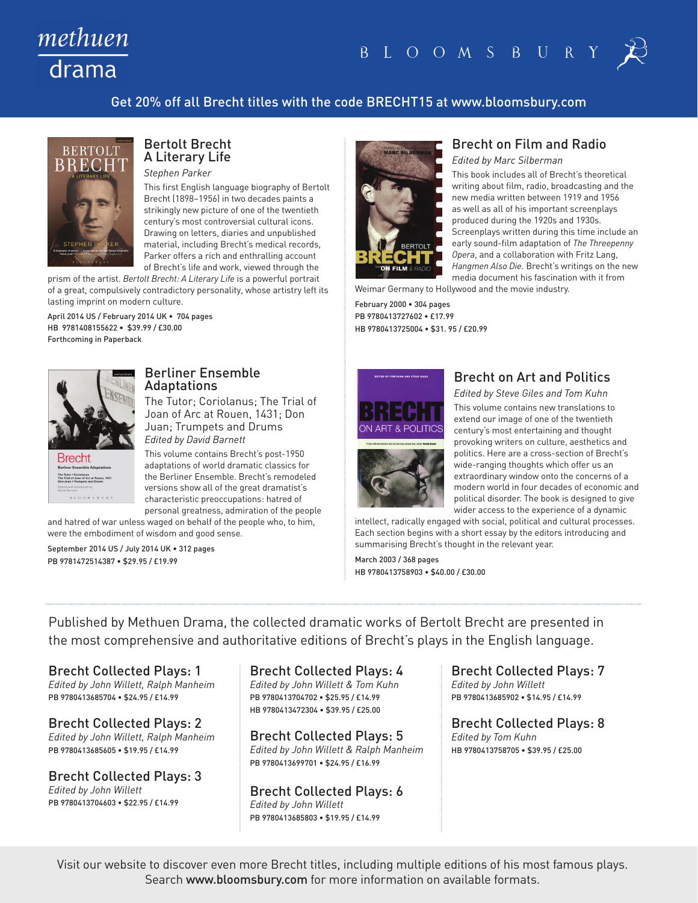methuen drama

BLOOMSBURY

Get 20% off all Brecht titles with the code BRECHT15 at www.bloomsbury.com

## Bertolt Brecht
## A Literary Life

*Stephen Parker*

This first English language biography of Bertolt Brecht (1898–1956) in two decades paints a strikingly new picture of one of the twentieth century's most controversial cultural icons. Drawing on letters, diaries and unpublished material, including Brecht's medical records, Parker offers a rich and enthralling account of Brecht's life and work, viewed through the prism of the artist. *Bertolt Brecht: A Literary Life* is a powerful portrait of a great, compulsively contradictory personality, whose artistry left its lasting imprint on modern culture.

April 2014 US / February 2014 UK • 704 pages
HB 9781408155622 • $39.99 / £30.00
Forthcoming in Paperback

## Brecht on Film and Radio

*Edited by Marc Silberman*

This book includes all of Brecht's theoretical writing about film, radio, broadcasting and the new media written between 1919 and 1956 as well as all of his important screenplays produced during the 1920s and 1930s. Screenplays written during this time include an early sound-film adaptation of *The Threepenny Opera*, and a collaboration with Fritz Lang, *Hangmen Also Die*. Brecht's writings on the new media document his fascination with it from Weimar Germany to Hollywood and the movie industry.

February 2000 • 304 pages
PB 9780413727602 • £17.99
HB 9780413725004 • $31. 95 / £20.99

## Berliner Ensemble Adaptations

The Tutor; Coriolanus; The Trial of Joan of Arc at Rouen, 1431; Don Juan; Trumpets and Drums

*Edited by David Barnett*

This volume contains Brecht's post-1950 adaptations of world dramatic classics for the Berliner Ensemble. Brecht's remodeled versions show all of the great dramatist's characteristic preoccupations: hatred of personal greatness, admiration of the people and hatred of war unless waged on behalf of the people who, to him, were the embodiment of wisdom and good sense.

September 2014 US / July 2014 UK • 312 pages
PB 9781472514387 • $29.95 / £19.99

## Brecht on Art and Politics

*Edited by Steve Giles and Tom Kuhn*

This volume contains new translations to extend our image of one of the twentieth century's most entertaining and thought provoking writers on culture, aesthetics and politics. Here are a cross-section of Brecht's wide-ranging thoughts which offer us an extraordinary window onto the concerns of a modern world in four decades of economic and political disorder. The book is designed to give wider access to the experience of a dynamic intellect, radically engaged with social, political and cultural processes. Each section begins with a short essay by the editors introducing and summarising Brecht's thought in the relevant year.

March 2003 / 368 pages
HB 9780413758903 • $40.00 / £30.00

Published by Methuen Drama, the collected dramatic works of Bertolt Brecht are presented in the most comprehensive and authoritative editions of Brecht's plays in the English language.

### Brecht Collected Plays: 1
*Edited by John Willett, Ralph Manheim*
PB 9780413685704 • $24.95 / £14.99

### Brecht Collected Plays: 2
*Edited by John Willett, Ralph Manheim*
PB 9780413685605 • $19.95 / £14.99

### Brecht Collected Plays: 3
*Edited by John Willett*
PB 9780413704603 • $22.95 / £14.99

### Brecht Collected Plays: 4
*Edited by John Willett & Tom Kuhn*
PB 9780413704702 • $25.95 / £14.99
HB 9780413472304 • $39.95 / £25.00

### Brecht Collected Plays: 5
*Edited by John Willett & Ralph Manheim*
PB 9780413699701 • $24.95 / £16.99

### Brecht Collected Plays: 6
*Edited by John Willett*
PB 9780413685803 • $19.95 / £14.99

### Brecht Collected Plays: 7
*Edited by John Willett*
PB 9780413685902 • $14.95 / £14.99

### Brecht Collected Plays: 8
*Edited by Tom Kuhn*
HB 9780413758705 • $39.95 / £25.00

Visit our website to discover even more Brecht titles, including multiple editions of his most famous plays. Search **www.bloomsbury.com** for more information on available formats.